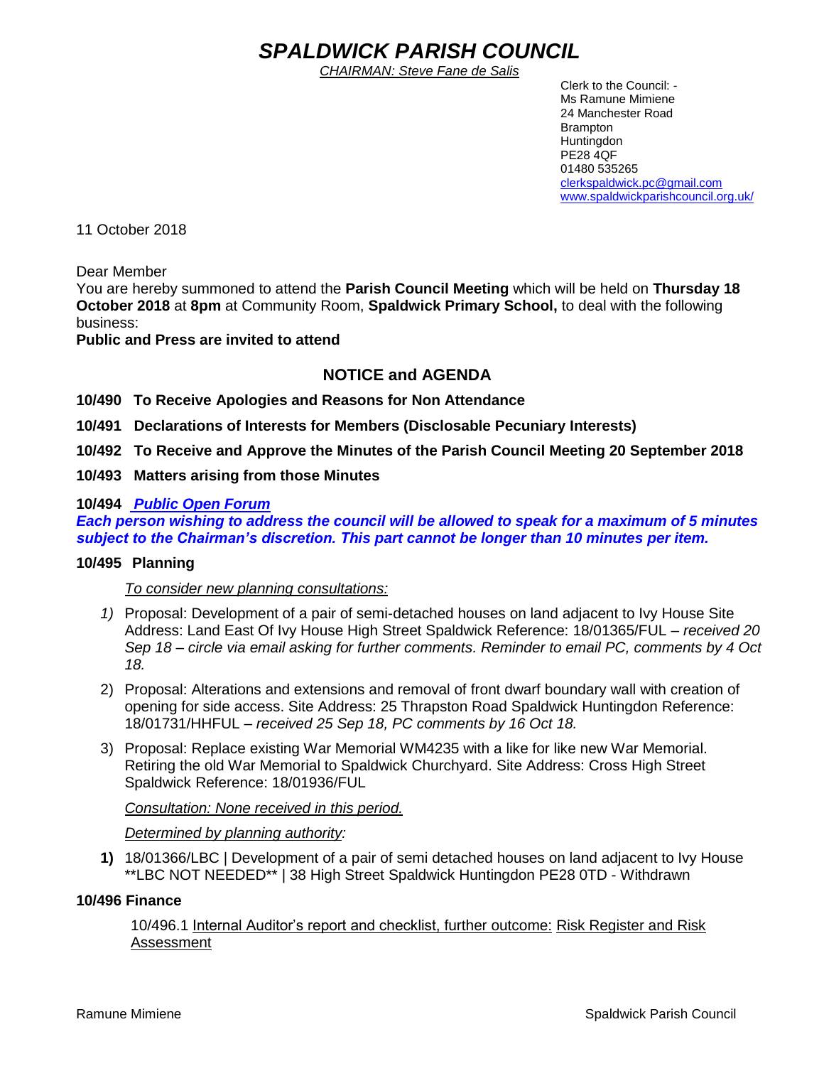# SPALDWICK PARISH COUNCIL

CHAIRMAN: Steve Fane de Salis

Clerk to the Council: -
Ms Ramune Mimiene
24 Manchester Road
Brampton
Huntingdon
PE28 4QF
01480 535265
clerkspaldwick.pc@gmail.com
www.spaldwickparishcouncil.org.uk/

11 October 2018

Dear Member

You are hereby summoned to attend the **Parish Council Meeting** which will be held on **Thursday 18 October 2018** at **8pm** at Community Room, **Spaldwick Primary School,** to deal with the following business:

**Public and Press are invited to attend**

## NOTICE and AGENDA

**10/490 To Receive Apologies and Reasons for Non Attendance**

**10/491 Declarations of Interests for Members (Disclosable Pecuniary Interests)**

**10/492 To Receive and Approve the Minutes of the Parish Council Meeting 20 September 2018**

**10/493 Matters arising from those Minutes**

**10/494 *Public Open Forum***

***Each person wishing to address the council will be allowed to speak for a maximum of 5 minutes subject to the Chairman's discretion. This part cannot be longer than 10 minutes per item.***

**10/495 Planning**

*To consider new planning consultations:*

1) Proposal: Development of a pair of semi-detached houses on land adjacent to Ivy House Site Address: Land East Of Ivy House High Street Spaldwick Reference: 18/01365/FUL – *received 20 Sep 18 – circle via email asking for further comments. Reminder to email PC, comments by 4 Oct 18.*
2) Proposal: Alterations and extensions and removal of front dwarf boundary wall with creation of opening for side access. Site Address: 25 Thrapston Road Spaldwick Huntingdon Reference: 18/01731/HHFUL – *received 25 Sep 18, PC comments by 16 Oct 18.*
3) Proposal: Replace existing War Memorial WM4235 with a like for like new War Memorial. Retiring the old War Memorial to Spaldwick Churchyard. Site Address: Cross High Street Spaldwick Reference: 18/01936/FUL

*Consultation: None received in this period.*

*Determined by planning authority:*

1) 18/01366/LBC | Development of a pair of semi detached houses on land adjacent to Ivy House **LBC NOT NEEDED** | 38 High Street Spaldwick Huntingdon PE28 0TD - Withdrawn

**10/496 Finance**

10/496.1 Internal Auditor's report and checklist, further outcome: Risk Register and Risk Assessment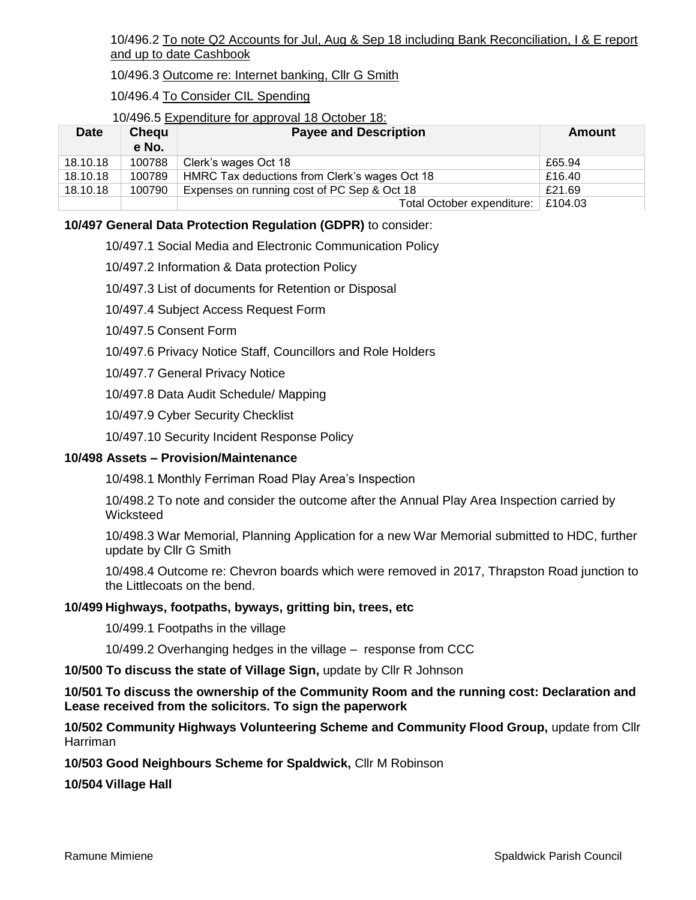10/496.2 To note Q2 Accounts for Jul, Aug & Sep 18 including Bank Reconciliation, I & E report and up to date Cashbook

10/496.3 Outcome re: Internet banking, Cllr G Smith

10/496.4 To Consider CIL Spending

10/496.5 Expenditure for approval 18 October 18:

| Date | Cheque No. | Payee and Description | Amount |
|---|---|---|---|
| 18.10.18 | 100788 | Clerk's wages Oct 18 | £65.94 |
| 18.10.18 | 100789 | HMRC Tax deductions from Clerk's wages Oct 18 | £16.40 |
| 18.10.18 | 100790 | Expenses on running cost of PC Sep & Oct 18 | £21.69 |
| | | Total October expenditure: | £104.03 |

**10/497 General Data Protection Regulation (GDPR)** to consider:

10/497.1 Social Media and Electronic Communication Policy

10/497.2 Information & Data protection Policy

10/497.3 List of documents for Retention or Disposal

10/497.4 Subject Access Request Form

10/497.5 Consent Form

10/497.6 Privacy Notice Staff, Councillors and Role Holders

10/497.7 General Privacy Notice

10/497.8 Data Audit Schedule/ Mapping

10/497.9 Cyber Security Checklist

10/497.10 Security Incident Response Policy

**10/498 Assets – Provision/Maintenance**

10/498.1 Monthly Ferriman Road Play Area's Inspection

10/498.2 To note and consider the outcome after the Annual Play Area Inspection carried by Wicksteed

10/498.3 War Memorial, Planning Application for a new War Memorial submitted to HDC, further update by Cllr G Smith

10/498.4 Outcome re: Chevron boards which were removed in 2017, Thrapston Road junction to the Littlecoats on the bend.

**10/499 Highways, footpaths, byways, gritting bin, trees, etc**

10/499.1 Footpaths in the village

10/499.2 Overhanging hedges in the village – response from CCC

**10/500 To discuss the state of Village Sign,** update by Cllr R Johnson

**10/501 To discuss the ownership of the Community Room and the running cost: Declaration and Lease received from the solicitors. To sign the paperwork**

**10/502 Community Highways Volunteering Scheme and Community Flood Group,** update from Cllr Harriman

**10/503 Good Neighbours Scheme for Spaldwick,** Cllr M Robinson

**10/504 Village Hall**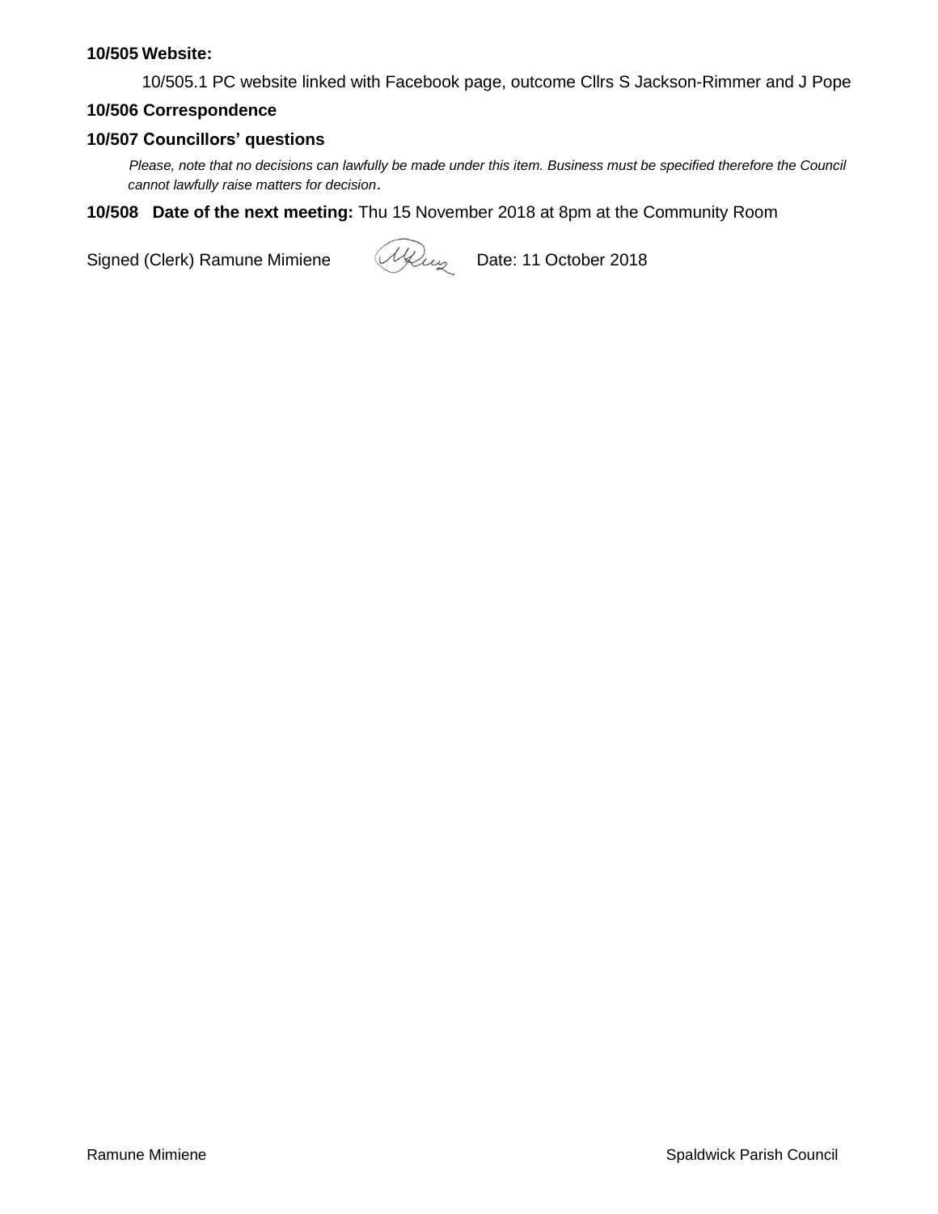**10/505 Website:**

10/505.1 PC website linked with Facebook page, outcome Cllrs S Jackson-Rimmer and J Pope

**10/506 Correspondence**

**10/507 Councillors' questions**

*Please, note that no decisions can lawfully be made under this item. Business must be specified therefore the Council cannot lawfully raise matters for decision*.

**10/508 Date of the next meeting:** Thu 15 November 2018 at 8pm at the Community Room

Signed (Clerk) Ramune Mimiene Date: 11 October 2018